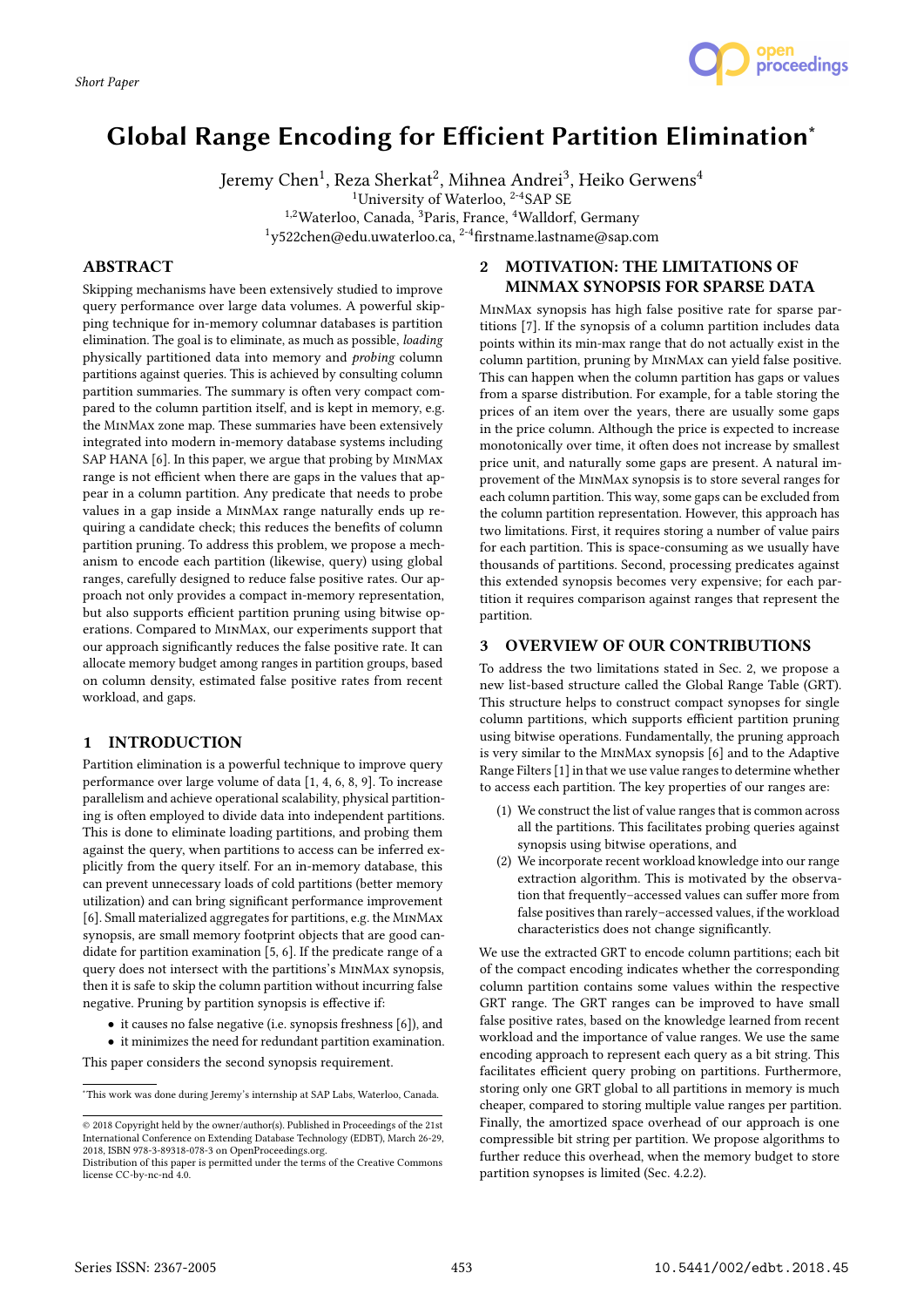Short Paper

# Global Range Encoding for Efficient Partition Elimination*

Jeremy Chen[1], Reza Sherkat[2], Mihnea Andrei[3], Heiko Gerwens[4]
[1]University of Waterloo, [2-4]SAP SE
[1,2]Waterloo, Canada, [3]Paris, France, [4]Walldorf, Germany
[1]y522chen@edu.uwaterloo.ca, [2-4]firstname.lastname@sap.com

## ABSTRACT

Skipping mechanisms have been extensively studied to improve query performance over large data volumes. A powerful skipping technique for in-memory columnar databases is partition elimination. The goal is to eliminate, as much as possible, *loading* physically partitioned data into memory and *probing* column partitions against queries. This is achieved by consulting column partition summaries. The summary is often very compact compared to the column partition itself, and is kept in memory, e.g. the MinMax zone map. These summaries have been extensively integrated into modern in-memory database systems including SAP HANA [6]. In this paper, we argue that probing by MinMax range is not efficient when there are gaps in the values that appear in a column partition. Any predicate that needs to probe values in a gap inside a MinMax range naturally ends up requiring a candidate check; this reduces the benefits of column partition pruning. To address this problem, we propose a mechanism to encode each partition (likewise, query) using global ranges, carefully designed to reduce false positive rates. Our approach not only provides a compact in-memory representation, but also supports efficient partition pruning using bitwise operations. Compared to MinMax, our experiments support that our approach significantly reduces the false positive rate. It can allocate memory budget among ranges in partition groups, based on column density, estimated false positive rates from recent workload, and gaps.

## 1 INTRODUCTION

Partition elimination is a powerful technique to improve query performance over large volume of data [1, 4, 6, 8, 9]. To increase parallelism and achieve operational scalability, physical partitioning is often employed to divide data into independent partitions. This is done to eliminate loading partitions, and probing them against the query, when partitions to access can be inferred explicitly from the query itself. For an in-memory database, this can prevent unnecessary loads of cold partitions (better memory utilization) and can bring significant performance improvement [6]. Small materialized aggregates for partitions, e.g. the MinMax synopsis, are small memory footprint objects that are good candidate for partition examination [5, 6]. If the predicate range of a query does not intersect with the partitions's MinMax synopsis, then it is safe to skip the column partition without incurring false negative. Pruning by partition synopsis is effective if:

- it causes no false negative (i.e. synopsis freshness [6]), and
- it minimizes the need for redundant partition examination.

This paper considers the second synopsis requirement.

*This work was done during Jeremy's internship at SAP Labs, Waterloo, Canada.

© 2018 Copyright held by the owner/author(s). Published in Proceedings of the 21st International Conference on Extending Database Technology (EDBT), March 26-29, 2018, ISBN 978-3-89318-078-3 on OpenProceedings.org.
Distribution of this paper is permitted under the terms of the Creative Commons license CC-by-nc-nd 4.0.

## 2 MOTIVATION: THE LIMITATIONS OF MINMAX SYNOPSIS FOR SPARSE DATA

MinMax synopsis has high false positive rate for sparse partitions [7]. If the synopsis of a column partition includes data points within its min-max range that do not actually exist in the column partition, pruning by MinMax can yield false positive. This can happen when the column partition has gaps or values from a sparse distribution. For example, for a table storing the prices of an item over the years, there are usually some gaps in the price column. Although the price is expected to increase monotonically over time, it often does not increase by smallest price unit, and naturally some gaps are present. A natural improvement of the MinMax synopsis is to store several ranges for each column partition. This way, some gaps can be excluded from the column partition representation. However, this approach has two limitations. First, it requires storing a number of value pairs for each partition. This is space-consuming as we usually have thousands of partitions. Second, processing predicates against this extended synopsis becomes very expensive; for each partition it requires comparison against ranges that represent the partition.

## 3 OVERVIEW OF OUR CONTRIBUTIONS

To address the two limitations stated in Sec. 2, we propose a new list-based structure called the Global Range Table (GRT). This structure helps to construct compact synopses for single column partitions, which supports efficient partition pruning using bitwise operations. Fundamentally, the pruning approach is very similar to the MinMax synopsis [6] and to the Adaptive Range Filters [1] in that we use value ranges to determine whether to access each partition. The key properties of our ranges are:

1. We construct the list of value ranges that is common across all the partitions. This facilitates probing queries against synopsis using bitwise operations, and
2. We incorporate recent workload knowledge into our range extraction algorithm. This is motivated by the observation that frequently–accessed values can suffer more from false positives than rarely–accessed values, if the workload characteristics does not change significantly.

We use the extracted GRT to encode column partitions; each bit of the compact encoding indicates whether the corresponding column partition contains some values within the respective GRT range. The GRT ranges can be improved to have small false positive rates, based on the knowledge learned from recent workload and the importance of value ranges. We use the same encoding approach to represent each query as a bit string. This facilitates efficient query probing on partitions. Furthermore, storing only one GRT global to all partitions in memory is much cheaper, compared to storing multiple value ranges per partition. Finally, the amortized space overhead of our approach is one compressible bit string per partition. We propose algorithms to further reduce this overhead, when the memory budget to store partition synopses is limited (Sec. 4.2.2).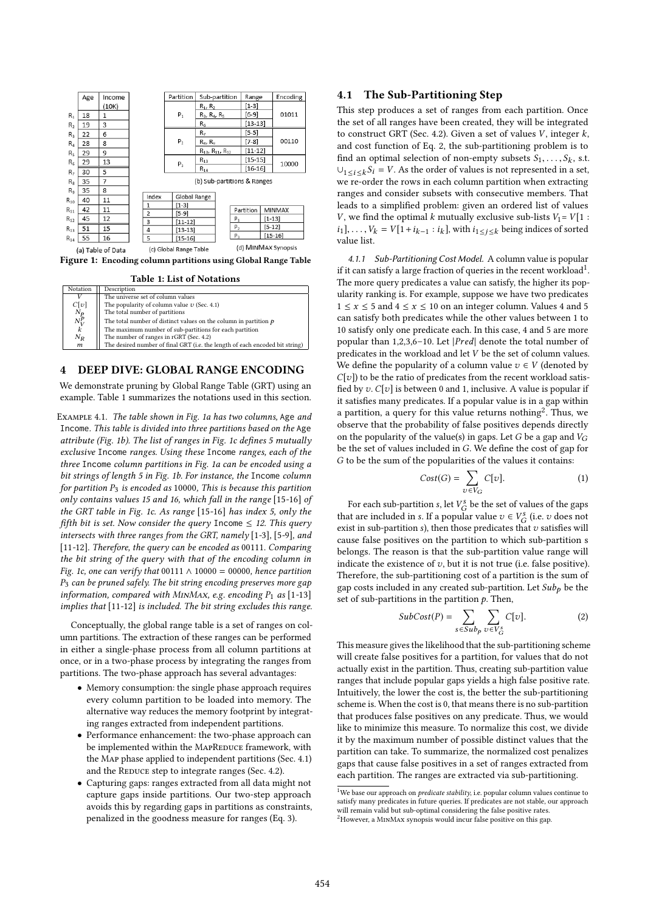(a) Table of Data

| | Age | Income (10K) |
|---|---|---|
| $R_1$ | 18 | 1 |
| $R_2$ | 19 | 3 |
| $R_3$ | 22 | 6 |
| $R_4$ | 28 | 8 |
| $R_5$ | 29 | 9 |
| $R_6$ | 29 | 13 |
| $R_7$ | 30 | 5 |
| $R_8$ | 35 | 7 |
| $R_9$ | 35 | 8 |
| $R_{10}$ | 40 | 11 |
| $R_{11}$ | 42 | 11 |
| $R_{12}$ | 45 | 12 |
| $R_{13}$ | 51 | 15 |
| $R_{14}$ | 55 | 16 |

(b) Sub-partitions & Ranges

| Partition | Sub-partition | Range | Encoding |
|---|---|---|---|
| $P_1$ | $R_1$, $R_2$ | [1-3] | 01011 |
| | $R_3$, $R_4$, $R_5$ | [6-9] | |
| | $R_6$ | [13-13] | |
| $P_2$ | $R_7$ | [5-5] | 00110 |
| | $R_8$, $R_9$ | [7-8] | |
| | $R_{10}$, $R_{11}$, $R_{12}$ | [11-12] | |
| $P_3$ | $R_{13}$ | [15-15] | 10000 |
| | $R_{14}$ | [16-16] | |

(c) Global Range Table

| Index | Global Range |
|---|---|
| 1 | [1-3] |
| 2 | [5-9] |
| 3 | [11-12] |
| 4 | [13-13] |
| 5 | [15-16] |

(d) MinMax Synopsis

| Partition | MINMAX |
|---|---|
| $P_1$ | [1-13] |
| $P_2$ | [5-12] |
| $P_3$ | [15-16] |

**Figure 1: Encoding column partitions using Global Range Table**

**Table 1: List of Notations**

| Notation | Description |
|---|---|
| $V$ | The universe set of column values |
| $C[v]$ | The popularity of column value $v$ (Sec. 4.1) |
| $N_P$ | The total number of partitions |
| $N_V^p$ | The total number of distinct values on the column in partition $p$ |
| $k$ | The maximum number of sub-partitions for each partition |
| $N_R$ | The number of ranges in rGRT (Sec. 4.2) |
| $m$ | The desired number of final GRT (i.e. the length of each encoded bit string) |

## 4 DEEP DIVE: GLOBAL RANGE ENCODING

We demonstrate pruning by Global Range Table (GRT) using an example. Table 1 summarizes the notations used in this section.

Example 4.1. *The table shown in Fig. 1a has two columns,* Age *and* Income*. This table is divided into three partitions based on the* Age *attribute (Fig. 1b). The list of ranges in Fig. 1c defines 5 mutually exclusive* Income *ranges. Using these* Income *ranges, each of the three* Income *column partitions in Fig. 1a can be encoded using a bit strings of length 5 in Fig. 1b. For instance, the* Income *column for partition $P_3$ is encoded as* 10000*, This is because this partition only contains values 15 and 16, which fall in the range* [15-16] *of the GRT table in Fig. 1c. As range* [15-16] *has index 5, only the fifth bit is set. Now consider the query* Income ≤ 12*. This query intersects with three ranges from the GRT, namely* [1-3]*,* [5-9]*, and* [11-12]*. Therefore, the query can be encoded as* 00111*. Comparing the bit string of the query with that of the encoding column in Fig. 1c, one can verify that* 00111 ∧ 10000 = 00000*, hence partition $P_3$ can be pruned safely. The bit string encoding preserves more gap information, compared with* MinMax*, e.g. encoding $P_1$ as* [1-13] *implies that* [11-12] *is included. The bit string excludes this range.*

Conceptually, the global range table is a set of ranges on column partitions. The extraction of these ranges can be performed in either a single-phase process from all column partitions at once, or in a two-phase process by integrating the ranges from partitions. The two-phase approach has several advantages:

- Memory consumption: the single phase approach requires every column partition to be loaded into memory. The alternative way reduces the memory footprint by integrating ranges extracted from independent partitions.
- Performance enhancement: the two-phase approach can be implemented within the MapReduce framework, with the Map phase applied to independent partitions (Sec. 4.1) and the Reduce step to integrate ranges (Sec. 4.2).
- Capturing gaps: ranges extracted from all data might not capture gaps inside partitions. Our two-step approach avoids this by regarding gaps in partitions as constraints, penalized in the goodness measure for ranges (Eq. 3).

### 4.1 The Sub-Partitioning Step

This step produces a set of ranges from each partition. Once the set of all ranges have been created, they will be integrated to construct GRT (Sec. 4.2). Given a set of values $V$, integer $k$, and cost function of Eq. 2, the sub-partitioning problem is to find an optimal selection of non-empty subsets $S_1, \ldots, S_k$, s.t. $\cup_{1 \le i \le k} S_i = V$. As the order of values is not represented in a set, we re-order the rows in each column partition when extracting ranges and consider subsets with consecutive members. That leads to a simplified problem: given an ordered list of values $V$, we find the optimal $k$ mutually exclusive sub-lists $V_1 = V[1 : i_1], \ldots, V_k = V[1 + i_{k-1} : i_k]$, with $i_{1 \le j \le k}$ being indices of sorted value list.

#### 4.1.1 Sub-Partitioning Cost Model.

A column value is popular if it can satisfy a large fraction of queries in the recent workload[1]. The more query predicates a value can satisfy, the higher its popularity ranking is. For example, suppose we have two predicates $1 \le x \le 5$ and $4 \le x \le 10$ on an integer column. Values 4 and 5 can satisfy both predicates while the other values between 1 to 10 satisfy only one predicate each. In this case, 4 and 5 are more popular than 1,2,3,6–10. Let $|Pred|$ denote the total number of predicates in the workload and let $V$ be the set of column values. We define the popularity of a column value $v \in V$ (denoted by $C[v]$) to be the ratio of predicates from the recent workload satisfied by $v$. $C[v]$ is between 0 and 1, inclusive. A value is popular if it satisfies many predicates. If a popular value is in a gap within a partition, a query for this value returns nothing[2]. Thus, we observe that the probability of false positives depends directly on the popularity of the value(s) in gaps. Let $G$ be a gap and $V_G$ be the set of values included in $G$. We define the cost of gap for $G$ to be the sum of the popularities of the values it contains:

$$Cost(G) = \sum_{v \in V_G} C[v]. \tag{1}$$

For each sub-partition $s$, let $V_G^s$ be the set of values of the gaps that are included in $s$. If a popular value $v \in V_G^s$ (i.e. $v$ does not exist in sub-partition $s$), then those predicates that $v$ satisfies will cause false positives on the partition to which sub-partition s belongs. The reason is that the sub-partition value range will indicate the existence of $v$, but it is not true (i.e. false positive). Therefore, the sub-partitioning cost of a partition is the sum of gap costs included in any created sub-partition. Let $Sub_p$ be the set of sub-partitions in the partition $p$. Then,

$$SubCost(P) = \sum_{s \in Sub_p} \sum_{v \in V_G^s} C[v]. \tag{2}$$

This measure gives the likelihood that the sub-partitioning scheme will create false positives for a partition, for values that do not actually exist in the partition. Thus, creating sub-partition value ranges that include popular gaps yields a high false positive rate. Intuitively, the lower the cost is, the better the sub-partitioning scheme is. When the cost is 0, that means there is no sub-partition that produces false positives on any predicate. Thus, we would like to minimize this measure. To normalize this cost, we divide it by the maximum number of possible distinct values that the partition can take. To summarize, the normalized cost penalizes gaps that cause false positives in a set of ranges extracted from each partition. The ranges are extracted via sub-partitioning.

[1] We base our approach on *predicate stability*, i.e. popular column values continue to satisfy many predicates in future queries. If predicates are not stable, our approach will remain valid but sub-optimal considering the false positive rates.

[2] However, a MinMax synopsis would incur false positive on this gap.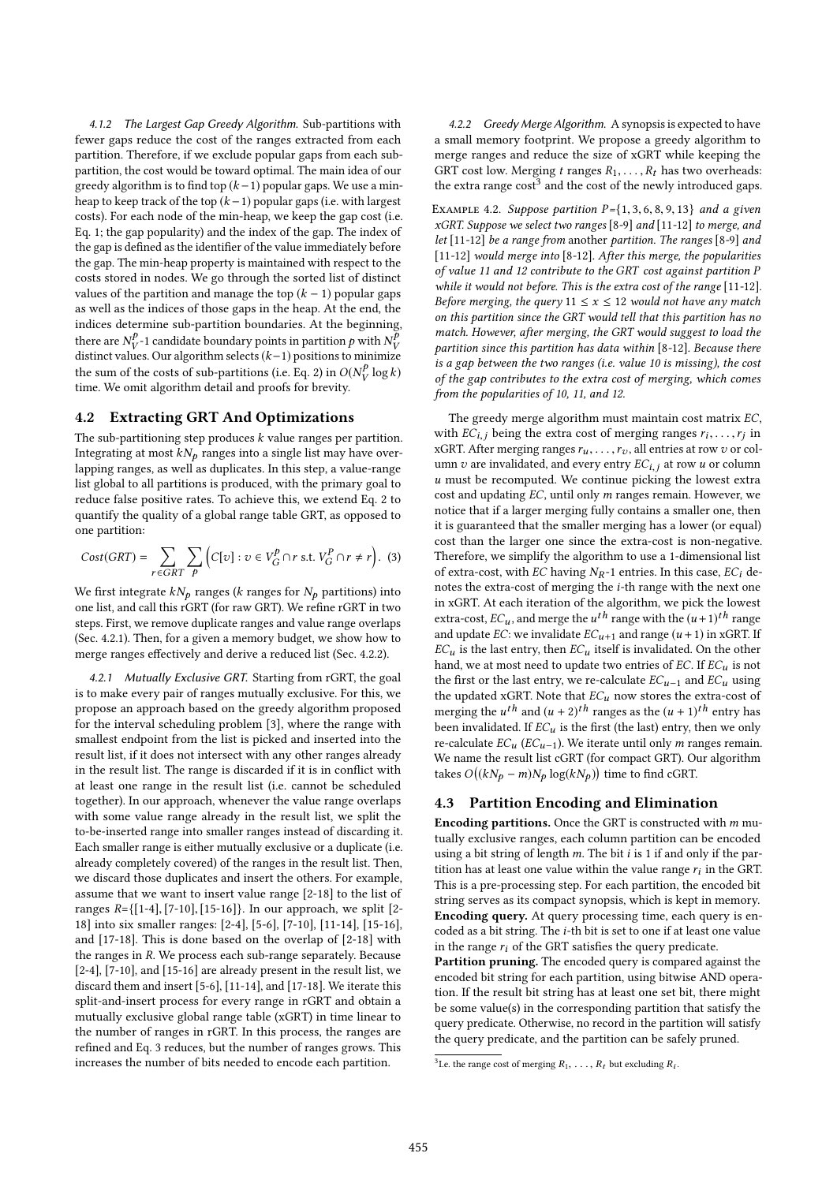#### 4.1.2 The Largest Gap Greedy Algorithm.

Sub-partitions with fewer gaps reduce the cost of the ranges extracted from each partition. Therefore, if we exclude popular gaps from each sub-partition, the cost would be toward optimal. The main idea of our greedy algorithm is to find top $(k-1)$ popular gaps. We use a min-heap to keep track of the top $(k-1)$ popular gaps (i.e. with largest costs). For each node of the min-heap, we keep the gap cost (i.e. Eq. 1; the gap popularity) and the index of the gap. The index of the gap is defined as the identifier of the value immediately before the gap. The min-heap property is maintained with respect to the costs stored in nodes. We go through the sorted list of distinct values of the partition and manage the top $(k-1)$ popular gaps as well as the indices of those gaps in the heap. At the end, the indices determine sub-partition boundaries. At the beginning, there are $N_V^p$-1 candidate boundary points in partition $p$ with $N_V^p$ distinct values. Our algorithm selects $(k-1)$ positions to minimize the sum of the costs of sub-partitions (i.e. Eq. 2) in $O(N_V^p \log k)$ time. We omit algorithm detail and proofs for brevity.

### 4.2 Extracting GRT And Optimizations

The sub-partitioning step produces $k$ value ranges per partition. Integrating at most $kN_p$ ranges into a single list may have overlapping ranges, as well as duplicates. In this step, a value-range list global to all partitions is produced, with the primary goal to reduce false positive rates. To achieve this, we extend Eq. 2 to quantify the quality of a global range table GRT, as opposed to one partition:

$$Cost(GRT) = \sum_{r \in GRT} \sum_{P} \Big( C[v] : v \in V_G^P \cap r \text{ s.t. } V_G^P \cap r \neq r \Big). \quad (3)$$

We first integrate $kN_p$ ranges ($k$ ranges for $N_p$ partitions) into one list, and call this rGRT (for raw GRT). We refine rGRT in two steps. First, we remove duplicate ranges and value range overlaps (Sec. 4.2.1). Then, for a given a memory budget, we show how to merge ranges effectively and derive a reduced list (Sec. 4.2.2).

#### 4.2.1 Mutually Exclusive GRT.

Starting from rGRT, the goal is to make every pair of ranges mutually exclusive. For this, we propose an approach based on the greedy algorithm proposed for the interval scheduling problem [3], where the range with smallest endpoint from the list is picked and inserted into the result list, if it does not intersect with any other ranges already in the result list. The range is discarded if it is in conflict with at least one range in the result list (i.e. cannot be scheduled together). In our approach, whenever the value range overlaps with some value range already in the result list, we split the to-be-inserted range into smaller ranges instead of discarding it. Each smaller range is either mutually exclusive or a duplicate (i.e. already completely covered) of the ranges in the result list. Then, we discard those duplicates and insert the others. For example, assume that we want to insert value range [2-18] to the list of ranges $R$={[1-4], [7-10], [15-16]}. In our approach, we split [2-18] into six smaller ranges: [2-4], [5-6], [7-10], [11-14], [15-16], and [17-18]. This is done based on the overlap of [2-18] with the ranges in $R$. We process each sub-range separately. Because [2-4], [7-10], and [15-16] are already present in the result list, we discard them and insert [5-6], [11-14], and [17-18]. We iterate this split-and-insert process for every range in rGRT and obtain a mutually exclusive global range table (xGRT) in time linear to the number of ranges in rGRT. In this process, the ranges are refined and Eq. 3 reduces, but the number of ranges grows. This increases the number of bits needed to encode each partition.

#### 4.2.2 Greedy Merge Algorithm.

A synopsis is expected to have a small memory footprint. We propose a greedy algorithm to merge ranges and reduce the size of xGRT while keeping the GRT cost low. Merging $t$ ranges $R_1, \ldots, R_t$ has two overheads: the extra range cost[3] and the cost of the newly introduced gaps.

Example 4.2. *Suppose partition $P$={1, 3, 6, 8, 9, 13} and a given xGRT. Suppose we select two ranges* [8-9] *and* [11-12] *to merge, and let* [11-12] *be a range from* another *partition. The ranges* [8-9] *and* [11-12] *would merge into* [8-12]*. After this merge, the popularities of value 11 and 12 contribute to the GRT cost against partition $P$ while it would not before. This is the extra cost of the range* [11-12]*. Before merging, the query $11 \leq x \leq 12$ would not have any match on this partition since the GRT would tell that this partition has no match. However, after merging, the GRT would suggest to load the partition since this partition has data within* [8-12]*. Because there is a gap between the two ranges (i.e. value 10 is missing), the cost of the gap contributes to the extra cost of merging, which comes from the popularities of 10, 11, and 12.*

The greedy merge algorithm must maintain cost matrix $EC$, with $EC_{i,j}$ being the extra cost of merging ranges $r_i, \ldots, r_j$ in xGRT. After merging ranges $r_u, \ldots, r_v$, all entries at row $v$ or column $v$ are invalidated, and every entry $EC_{i,j}$ at row $u$ or column $u$ must be recomputed. We continue picking the lowest extra cost and updating $EC$, until only $m$ ranges remain. However, we notice that if a larger merging fully contains a smaller one, then it is guaranteed that the smaller merging has a lower (or equal) cost than the larger one since the extra-cost is non-negative. Therefore, we simplify the algorithm to use a 1-dimensional list of extra-cost, with $EC$ having $N_R$-1 entries. In this case, $EC_i$ denotes the extra-cost of merging the $i$-th range with the next one in xGRT. At each iteration of the algorithm, we pick the lowest extra-cost, $EC_u$, and merge the $u^{th}$ range with the $(u+1)^{th}$ range and update $EC$: we invalidate $EC_{u+1}$ and range $(u+1)$ in xGRT. If $EC_u$ is the last entry, then $EC_u$ itself is invalidated. On the other hand, we at most need to update two entries of $EC$. If $EC_u$ is not the first or the last entry, we re-calculate $EC_{u-1}$ and $EC_u$ using the updated xGRT. Note that $EC_u$ now stores the extra-cost of merging the $u^{th}$ and $(u+2)^{th}$ ranges as the $(u+1)^{th}$ entry has been invalidated. If $EC_u$ is the first (the last) entry, then we only re-calculate $EC_u$ ($EC_{u-1}$). We iterate until only $m$ ranges remain. We name the result list cGRT (for compact GRT). Our algorithm takes $O\big((kN_p - m)N_p \log(kN_p)\big)$ time to find cGRT.

### 4.3 Partition Encoding and Elimination

**Encoding partitions.** Once the GRT is constructed with $m$ mutually exclusive ranges, each column partition can be encoded using a bit string of length $m$. The bit $i$ is 1 if and only if the partition has at least one value within the value range $r_i$ in the GRT. This is a pre-processing step. For each partition, the encoded bit string serves as its compact synopsis, which is kept in memory.

**Encoding query.** At query processing time, each query is encoded as a bit string. The $i$-th bit is set to one if at least one value in the range $r_i$ of the GRT satisfies the query predicate.

**Partition pruning.** The encoded query is compared against the encoded bit string for each partition, using bitwise AND operation. If the result bit string has at least one set bit, there might be some value(s) in the corresponding partition that satisfy the query predicate. Otherwise, no record in the partition will satisfy the query predicate, and the partition can be safely pruned.

---

[3] I.e. the range cost of merging $R_1, \ldots, R_t$ but excluding $R_i$.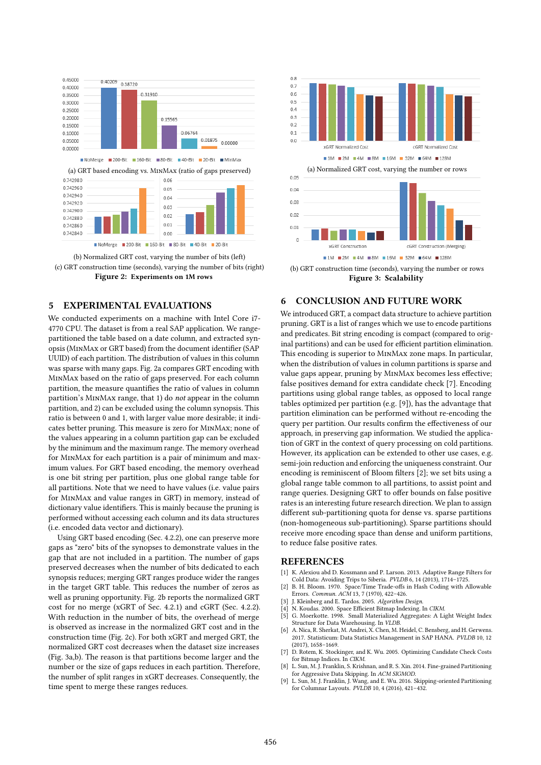0.45000
0.40000
0.35000
0.30000
0.25000
0.20000
0.15000
0.10000
0.05000
0.00000

0.40209 0.38720 0.31910 0.15565 0.06764 0.01875 0.00000

NoMerge 200-Bit 160-Bit 80-Bit 40-Bit 20-Bit MinMax

(a) GRT based encoding vs. MinMax (ratio of gaps preserved)

0.742980
0.742960
0.742940
0.742920
0.742900
0.742880
0.742860
0.742840

0.06
0.05
0.04
0.03
0.02
0.01
0.00

NoMerge 200-Bit 160-Bit 80-Bit 40-Bit 20-Bit

(b) Normalized GRT cost, varying the number of bits (left)

(c) GRT construction time (seconds), varying the number of bits (right)

**Figure 2: Experiments on 1M rows**

0.8
0.7
0.6
0.5
0.4
0.3
0.2
0.1
0.0

xGRT Normalized Cost cGRT Normalized Cost

1M 2M 4M 8M 16M 32M 64M 128M

(a) Normalized GRT cost, varying the number or rows

0.05
0.04
0.03
0.02
0.01
0

xGRT Construction cGRT Construction (Merging)

1M 2M 4M 8M 16M 32M 64M 128M

(b) GRT construction time (seconds), varying the number or rows

**Figure 3: Scalability**

## 5 EXPERIMENTAL EVALUATIONS

We conducted experiments on a machine with Intel Core i7-4770 CPU. The dataset is from a real SAP application. We range-partitioned the table based on a date column, and extracted synopsis (MinMax or GRT based) from the document identifier (SAP UUID) of each partition. The distribution of values in this column was sparse with many gaps. Fig. 2a compares GRT encoding with MinMax based on the ratio of gaps preserved. For each column partition, the measure quantifies the ratio of values in column partition's MinMax range, that 1) do *not* appear in the column partition, and 2) can be excluded using the column synopsis. This ratio is between 0 and 1, with larger value more desirable; it indicates better pruning. This measure is zero for MinMax; none of the values appearing in a column partition gap can be excluded by the minimum and the maximum range. The memory overhead for MinMax for each partition is a pair of minimum and maximum values. For GRT based encoding, the memory overhead is one bit string per partition, plus one global range table for all partitions. Note that we need to have values (i.e. value pairs for MinMax and value ranges in GRT) in memory, instead of dictionary value identifiers. This is mainly because the pruning is performed without accessing each column and its data structures (i.e. encoded data vector and dictionary).

Using GRT based encoding (Sec. 4.2.2), one can preserve more gaps as "zero" bits of the synopses to demonstrate values in the gap that are not included in a partition. The number of gaps preserved decreases when the number of bits dedicated to each synopsis reduces; merging GRT ranges produce wider the ranges in the target GRT table. This reduces the number of zeros as well as pruning opportunity. Fig. 2b reports the normalized GRT cost for no merge (xGRT of Sec. 4.2.1) and cGRT (Sec. 4.2.2). With reduction in the number of bits, the overhead of merge is observed as increase in the normalized GRT cost and in the construction time (Fig. 2c). For both xGRT and merged GRT, the normalized GRT cost decreases when the dataset size increases (Fig. 3a,b). The reason is that partitions become larger and the number or the size of gaps reduces in each partition. Therefore, the number of split ranges in xGRT decreases. Consequently, the time spent to merge these ranges reduces.

## 6 CONCLUSION AND FUTURE WORK

We introduced GRT, a compact data structure to achieve partition pruning. GRT is a list of ranges which we use to encode partitions and predicates. Bit string encoding is compact (compared to original partitions) and can be used for efficient partition elimination. This encoding is superior to MinMax zone maps. In particular, when the distribution of values in column partitions is sparse and value gaps appear, pruning by MinMax becomes less effective; false positives demand for extra candidate check [7]. Encoding partitions using global range tables, as opposed to local range tables optimized per partition (e.g. [9]), has the advantage that partition elimination can be performed without re-encoding the query per partition. Our results confirm the effectiveness of our approach, in preserving gap information. We studied the application of GRT in the context of query processing on cold partitions. However, its application can be extended to other use cases, e.g. semi-join reduction and enforcing the uniqueness constraint. Our encoding is reminiscent of Bloom filters [2]; we set bits using a global range table common to all partitions, to assist point and range queries. Designing GRT to offer bounds on false positive rates is an interesting future research direction. We plan to assign different sub-partitioning quota for dense vs. sparse partitions (non-homogeneous sub-partitioning). Sparse partitions should receive more encoding space than dense and uniform partitions, to reduce false positive rates.

## REFERENCES

[1] K. Alexiou abd D. Kossmann and P. Larson. 2013. Adaptive Range Filters for Cold Data: Avoiding Trips to Siberia. *PVLDB* 6, 14 (2013), 1714–1725.

[2] B. H. Bloom. 1970. Space/Time Trade-offs in Hash Coding with Allowable Errors. *Commun. ACM* 13, 7 (1970), 422–426.

[3] J. Kleinberg and E. Tardos. 2005. *Algorithm Design*.

[4] N. Koudas. 2000. Space Efficient Bitmap Indexing. In *CIKM*.

[5] G. Moerkotte. 1998. Small Materialized Aggregates: A Light Weight Index Structure for Data Warehousing. In *VLDB*.

[6] A. Nica, R. Sherkat, M. Andrei, X. Chen, M. Heidel, C. Bensberg, and H. Gerwens. 2017. Statisticum: Data Statistics Management in SAP HANA. *PVLDB* 10, 12 (2017), 1658–1669.

[7] D. Rotem, K. Stockinger, and K. Wu. 2005. Optimizing Candidate Check Costs for Bitmap Indices. In *CIKM*.

[8] L. Sun, M. J. Franklin, S. Krishnan, and R. S. Xin. 2014. Fine-grained Partitioning for Aggressive Data Skipping. In *ACM SIGMOD*.

[9] L. Sun, M. J. Franklin, J. Wang, and E. Wu. 2016. Skipping-oriented Partitioning for Columnar Layouts. *PVLDB* 10, 4 (2016), 421–432.